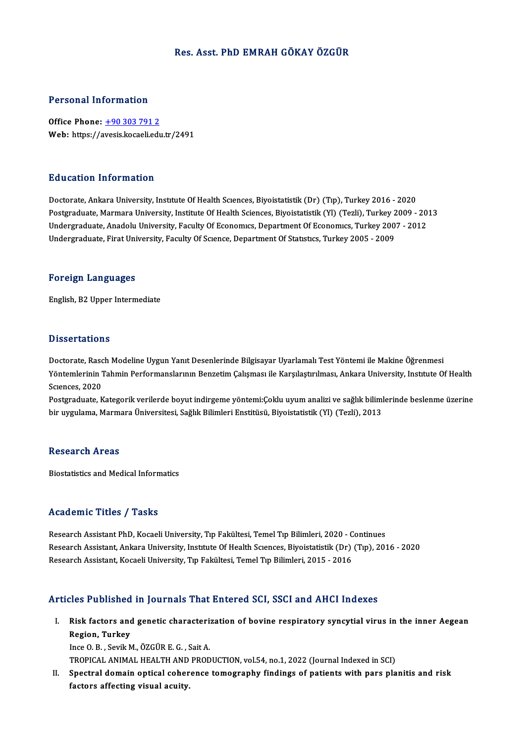# Res. Asst. PhD EMRAH GÖKAY ÖZGÜR

## Personal Information

**Office Phone:** +90 303 791 2
**Web:** https://avesis.kocaeli.edu.tr/2491

## Education Information

Doctorate, Ankara University, Institute Of Health Sciences, Biyoistatistik (Dr) (Tıp), Turkey 2016 - 2020
Postgraduate, Marmara University, Institute Of Health Sciences, Biyoistatistik (Yl) (Tezli), Turkey 2009 - 2013
Undergraduate, Anadolu University, Faculty Of Economics, Department Of Economics, Turkey 2007 - 2012
Undergraduate, Firat University, Faculty Of Science, Department Of Statistics, Turkey 2005 - 2009

## Foreign Languages

English, B2 Upper Intermediate

## Dissertations

Doctorate, Rasch Modeline Uygun Yanıt Desenlerinde Bilgisayar Uyarlamalı Test Yöntemi ile Makine Öğrenmesi Yöntemlerinin Tahmin Performanslarının Benzetim Çalışması ile Karşılaştırılması, Ankara University, Institute Of Health Sciences, 2020
Postgraduate, Kategorik verilerde boyut indirgeme yöntemi:Çoklu uyum analizi ve sağlık bilimlerinde beslenme üzerine bir uygulama, Marmara Üniversitesi, Sağlık Bilimleri Enstitüsü, Biyoistatistik (Yl) (Tezli), 2013

## Research Areas

Biostatistics and Medical Informatics

## Academic Titles / Tasks

Research Assistant PhD, Kocaeli University, Tıp Fakültesi, Temel Tıp Bilimleri, 2020 - Continues
Research Assistant, Ankara University, Institute Of Health Sciences, Biyoistatistik (Dr) (Tıp), 2016 - 2020
Research Assistant, Kocaeli University, Tıp Fakültesi, Temel Tıp Bilimleri, 2015 - 2016

## Articles Published in Journals That Entered SCI, SSCI and AHCI Indexes

I. **Risk factors and genetic characterization of bovine respiratory syncytial virus in the inner Aegean Region, Turkey**
Ince O. B. , Sevik M., ÖZGÜR E. G. , Sait A.
TROPICAL ANIMAL HEALTH AND PRODUCTION, vol.54, no.1, 2022 (Journal Indexed in SCI)

II. **Spectral domain optical coherence tomography findings of patients with pars planitis and risk factors affecting visual acuity.**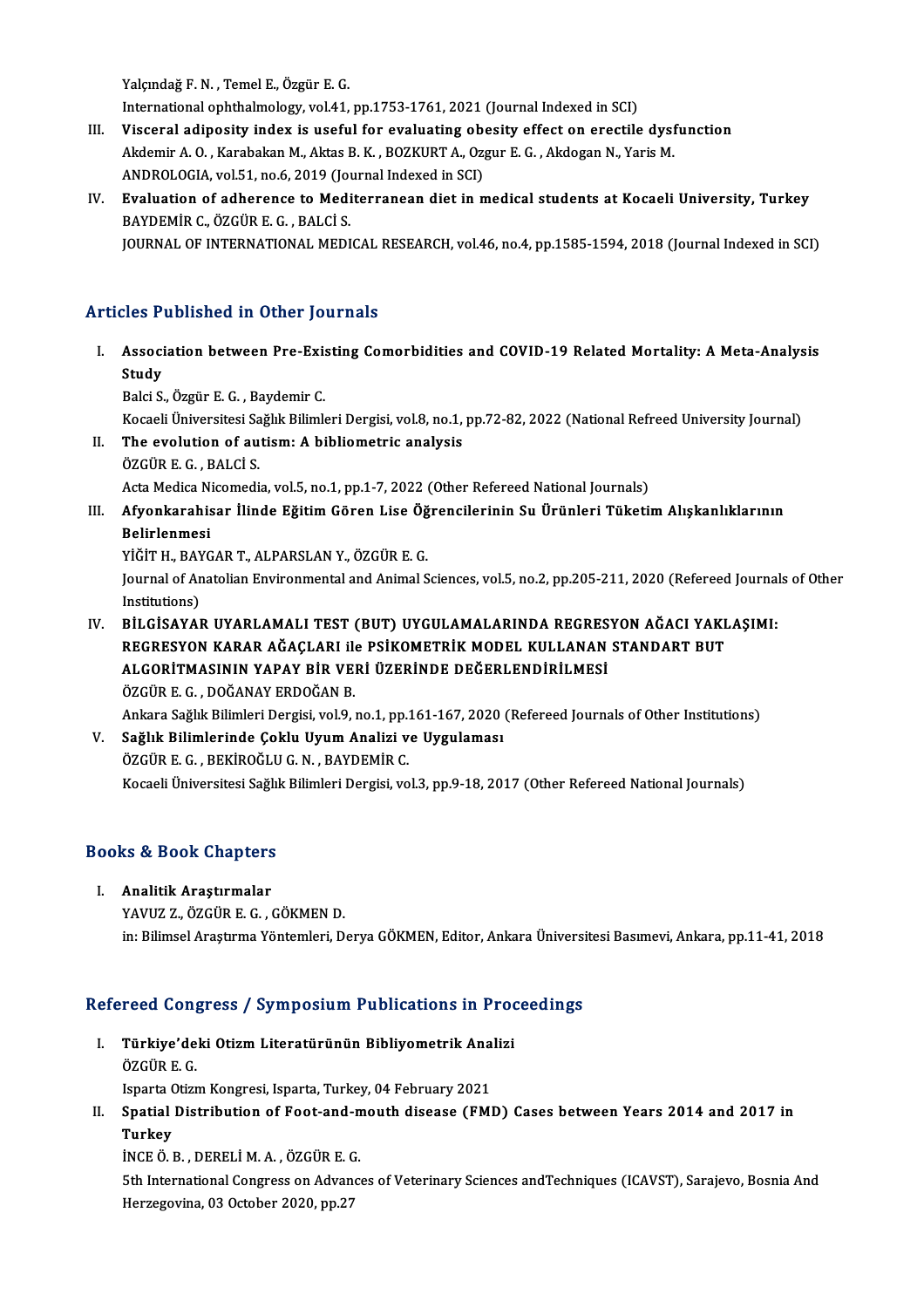Yalçındağ F. N. , Temel E., Özgür E. G.
International ophthalmology, vol.41, pp.1753-1761, 2021 (Journal Indexed in SCI)

III. **Visceral adiposity index is useful for evaluating obesity effect on erectile dysfunction**
Akdemir A. O. , Karabakan M., Aktas B. K. , BOZKURT A., Ozgur E. G. , Akdogan N., Yaris M.
ANDROLOGIA, vol.51, no.6, 2019 (Journal Indexed in SCI)

IV. **Evaluation of adherence to Mediterranean diet in medical students at Kocaeli University, Turkey**
BAYDEMİR C., ÖZGÜR E. G. , BALCİ S.
JOURNAL OF INTERNATIONAL MEDICAL RESEARCH, vol.46, no.4, pp.1585-1594, 2018 (Journal Indexed in SCI)

## Articles Published in Other Journals

I. **Association between Pre-Existing Comorbidities and COVID-19 Related Mortality: A Meta-Analysis Study**
Balci S., Özgür E. G. , Baydemir C.
Kocaeli Üniversitesi Sağlık Bilimleri Dergisi, vol.8, no.1, pp.72-82, 2022 (National Refreed University Journal)

II. **The evolution of autism: A bibliometric analysis**
ÖZGÜR E. G. , BALCİ S.
Acta Medica Nicomedia, vol.5, no.1, pp.1-7, 2022 (Other Refereed National Journals)

III. **Afyonkarahisar İlinde Eğitim Gören Lise Öğrencilerinin Su Ürünleri Tüketim Alışkanlıklarının Belirlenmesi**
YİĞİT H., BAYGAR T., ALPARSLAN Y., ÖZGÜR E. G.
Journal of Anatolian Environmental and Animal Sciences, vol.5, no.2, pp.205-211, 2020 (Refereed Journals of Other Institutions)

IV. **BİLGİSAYAR UYARLAMALI TEST (BUT) UYGULAMALARINDA REGRESYON AĞACI YAKLAŞIMI: REGRESYON KARAR AĞAÇLARI ile PSİKOMETRİK MODEL KULLANAN STANDART BUT ALGORİTMASININ YAPAY BİR VERİ ÜZERİNDE DEĞERLENDİRİLMESİ**
ÖZGÜR E. G. , DOĞANAY ERDOĞAN B.
Ankara Sağlık Bilimleri Dergisi, vol.9, no.1, pp.161-167, 2020 (Refereed Journals of Other Institutions)

V. **Sağlık Bilimlerinde Çoklu Uyum Analizi ve Uygulaması**
ÖZGÜR E. G. , BEKİROĞLU G. N. , BAYDEMİR C.
Kocaeli Üniversitesi Sağlık Bilimleri Dergisi, vol.3, pp.9-18, 2017 (Other Refereed National Journals)

## Books & Book Chapters

I. **Analitik Araştırmalar**
YAVUZ Z., ÖZGÜR E. G. , GÖKMEN D.
in: Bilimsel Araştırma Yöntemleri, Derya GÖKMEN, Editor, Ankara Üniversitesi Basımevi, Ankara, pp.11-41, 2018

## Refereed Congress / Symposium Publications in Proceedings

I. **Türkiye'deki Otizm Literatürünün Bibliyometrik Analizi**
ÖZGÜR E. G.
Isparta Otizm Kongresi, Isparta, Turkey, 04 February 2021

II. **Spatial Distribution of Foot-and-mouth disease (FMD) Cases between Years 2014 and 2017 in Turkey**
İNCE Ö. B. , DERELİ M. A. , ÖZGÜR E. G.
5th International Congress on Advances of Veterinary Sciences andTechniques (ICAVST), Sarajevo, Bosnia And Herzegovina, 03 October 2020, pp.27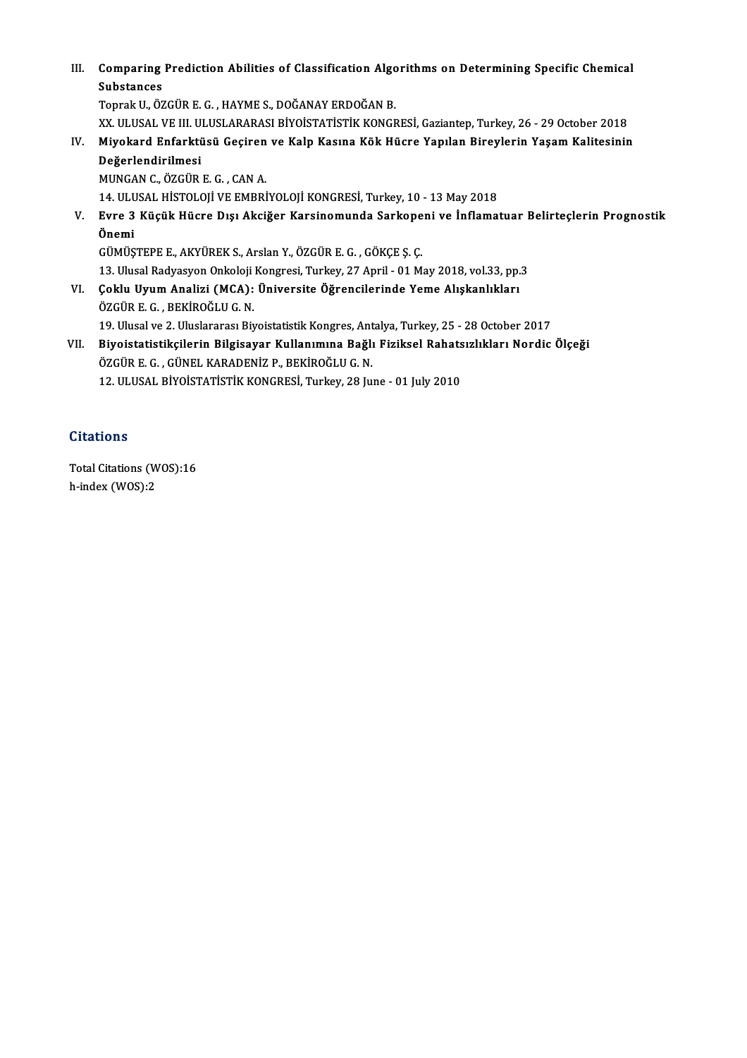III. **Comparing Prediction Abilities of Classification Algorithms on Determining Specific Chemical Substances**
Toprak U., ÖZGÜR E. G. , HAYME S., DOĞANAY ERDOĞAN B.
XX. ULUSAL VE III. ULUSLARARASI BİYOİSTATİSTİK KONGRESİ, Gaziantep, Turkey, 26 - 29 October 2018

IV. **Miyokard Enfarktüsü Geçiren ve Kalp Kasına Kök Hücre Yapılan Bireylerin Yaşam Kalitesinin Değerlendirilmesi**
MUNGAN C., ÖZGÜR E. G. , CAN A.
14. ULUSAL HİSTOLOJİ VE EMBRİYOLOJİ KONGRESİ, Turkey, 10 - 13 May 2018

V. **Evre 3 Küçük Hücre Dışı Akciğer Karsinomunda Sarkopeni ve İnflamatuar Belirteçlerin Prognostik Önemi**
GÜMÜŞTEPE E., AKYÜREK S., Arslan Y., ÖZGÜR E. G. , GÖKÇE Ş. Ç.
13. Ulusal Radyasyon Onkoloji Kongresi, Turkey, 27 April - 01 May 2018, vol.33, pp.3

VI. **Çoklu Uyum Analizi (MCA): Üniversite Öğrencilerinde Yeme Alışkanlıkları**
ÖZGÜR E. G. , BEKİROĞLU G. N.
19. Ulusal ve 2. Uluslararası Biyoistatistik Kongres, Antalya, Turkey, 25 - 28 October 2017

VII. **Biyoistatistikçilerin Bilgisayar Kullanımına Bağlı Fiziksel Rahatsızlıkları Nordic Ölçeği**
ÖZGÜR E. G. , GÜNEL KARADENİZ P., BEKİROĞLU G. N.
12. ULUSAL BİYOİSTATİSTİK KONGRESİ, Turkey, 28 June - 01 July 2010

## Citations

Total Citations (WOS):16
h-index (WOS):2